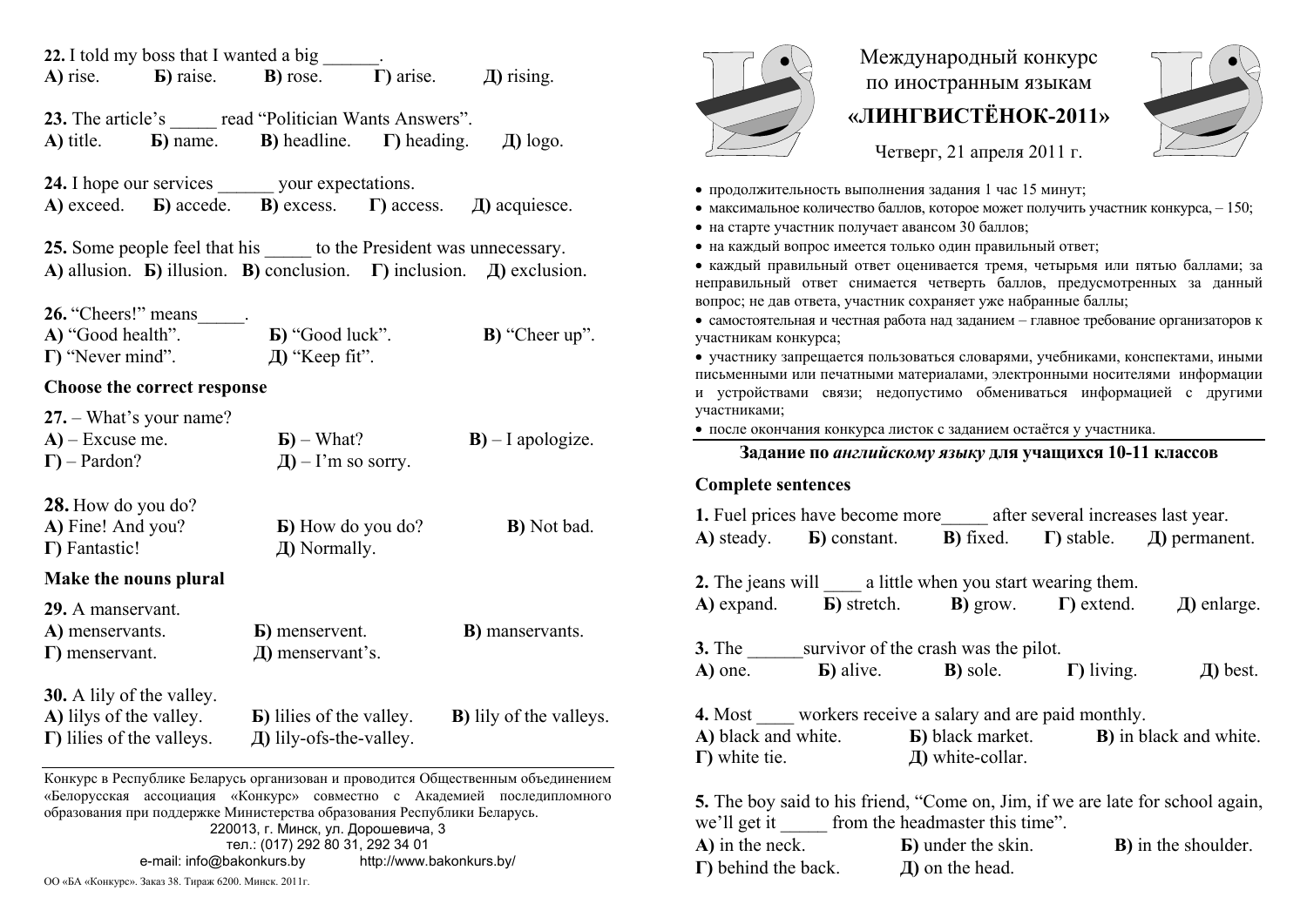# Международный конкурс по иностранным языкам «ЛИНГВИСТЁНОК-2011»

Четверг, 21 апреля 2011 г.

- продолжительность выполнения задания 1 час 15 минут;
- максимальное количество баллов, которое может получить участник конкурса, – 150;
- на старте участник получает авансом 30 баллов;
- на каждый вопрос имеется только один правильный ответ;
- каждый правильный ответ оценивается тремя, четырьмя или пятью баллами; за неправильный ответ снимается четверть баллов, предусмотренных за данный вопрос; не дав ответа, участник сохраняет уже набранные баллы;
- самостоятельная и честная работа над заданием – главное требование организаторов к участникам конкурса;
- участнику запрещается пользоваться словарями, учебниками, конспектами, иными письменными или печатными материалами, электронными носителями информации и устройствами связи; недопустимо обмениваться информацией с другими участниками;
- после окончания конкурса листок с заданием остаётся у участника.

## Задание по *английскому языку* для учащихся 10-11 классов

### Complete sentences

**1.** Fuel prices have become more_____ after several increases last year.
**А)** steady. **Б)** constant. **В)** fixed. **Г)** stable. **Д)** permanent.

**2.** The jeans will ____ a little when you start wearing them.
**А)** expand. **Б)** stretch. **В)** grow. **Г)** extend. **Д)** enlarge.

**3.** The ______survivor of the crash was the pilot.
**А)** one. **Б)** alive. **В)** sole. **Г)** living. **Д)** best.

**4.** Most ____ workers receive a salary and are paid monthly.
**А)** black and white. **Б)** black market. **В)** in black and white.
**Г)** white tie. **Д)** white-collar.

**5.** The boy said to his friend, "Come on, Jim, if we are late for school again, we'll get it _____ from the headmaster this time".
**А)** in the neck. **Б)** under the skin. **В)** in the shoulder.
**Г)** behind the back. **Д)** on the head.

**22.** I told my boss that I wanted a big ______.
**А)** rise. **Б)** raise. **В)** rose. **Г)** arise. **Д)** rising.

**23.** The article's _____ read "Politician Wants Answers".
**А)** title. **Б)** name. **В)** headline. **Г)** heading. **Д)** logo.

**24.** I hope our services ______ your expectations.
**А)** exceed. **Б)** accede. **В)** excess. **Г)** access. **Д)** acquiesce.

**25.** Some people feel that his _____ to the President was unnecessary.
**А)** allusion. **Б)** illusion. **В)** conclusion. **Г)** inclusion. **Д)** exclusion.

**26.** "Cheers!" means_____.
**А)** "Good health". **Б)** "Good luck". **В)** "Cheer up".
**Г)** "Never mind". **Д)** "Keep fit".

### Choose the correct response

**27.** – What's your name?
**А)** – Excuse me. **Б)** – What? **В)** – I apologize.
**Г)** – Pardon? **Д)** – I'm so sorry.

**28.** How do you do?
**А)** Fine! And you? **Б)** How do you do? **В)** Not bad.
**Г)** Fantastic! **Д)** Normally.

### Make the nouns plural

**29.** A manservant.
**А)** menservants. **Б)** menservent. **В)** manservants.
**Г)** menservant. **Д)** menservant's.

**30.** A lily of the valley.
**А)** lilys of the valley. **Б)** lilies of the valley. **В)** lily of the valleys.
**Г)** lilies of the valleys. **Д)** lily-ofs-the-valley.

---

Конкурс в Республике Беларусь организован и проводится Общественным объединением «Белорусская ассоциация «Конкурс» совместно с Академией последипломного образования при поддержке Министерства образования Республики Беларусь.
220013, г. Минск, ул. Дорошевича, 3
тел.: (017) 292 80 31, 292 34 01
e-mail: info@bakonkurs.by http://www.bakonkurs.by/

ОО «БА «Конкурс». Заказ 38. Тираж 6200. Минск. 2011г.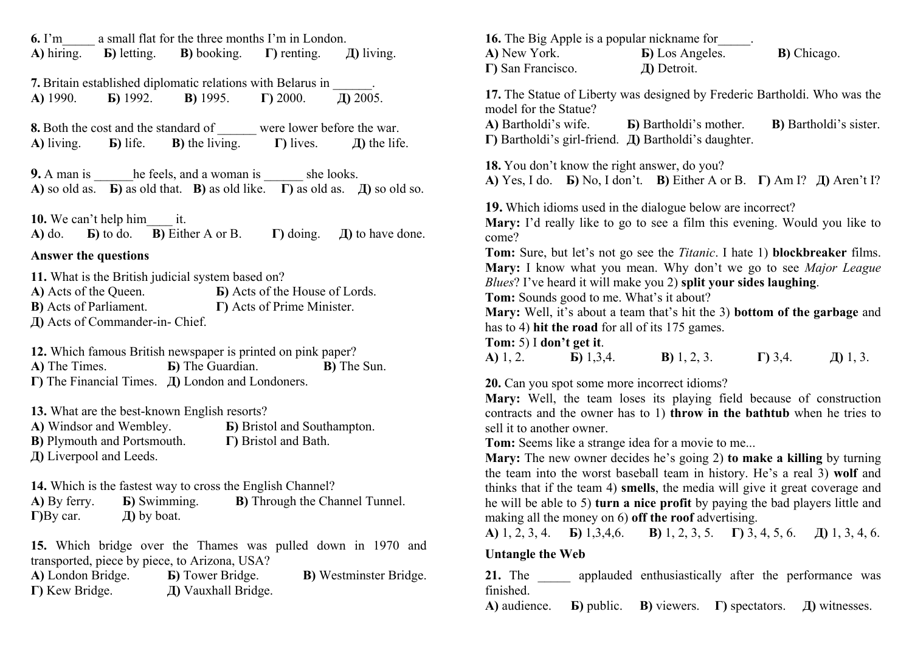**6.** I'm_____ a small flat for the three months I'm in London.
**А)** hiring. **Б)** letting. **В)** booking. **Г)** renting. **Д)** living.

**7.** Britain established diplomatic relations with Belarus in ______.
**А)** 1990. **Б)** 1992. **В)** 1995. **Г)** 2000. **Д)** 2005.

**8.** Both the cost and the standard of ______ were lower before the war.
**А)** living. **Б)** life. **В)** the living. **Г)** lives. **Д)** the life.

**9.** A man is ______he feels, and a woman is ______ she looks.
**А)** so old as. **Б)** as old that. **В)** as old like. **Г)** as old as. **Д)** so old so.

**10.** We can't help him____ it.
**А)** do. **Б)** to do. **В)** Either A or B. **Г)** doing. **Д)** to have done.

**Answer the questions**

**11.** What is the British judicial system based on?
**А)** Acts of the Queen. **Б)** Acts of the House of Lords.
**В)** Acts of Parliament. **Г)** Acts of Prime Minister.
**Д)** Acts of Commander-in- Chief.

**12.** Which famous British newspaper is printed on pink paper?
**А)** The Times. **Б)** The Guardian. **В)** The Sun.
**Г)** The Financial Times. **Д)** London and Londoners.

**13.** What are the best-known English resorts?
**А)** Windsor and Wembley. **Б)** Bristol and Southampton.
**В)** Plymouth and Portsmouth. **Г)** Bristol and Bath.
**Д)** Liverpool and Leeds.

**14.** Which is the fastest way to cross the English Channel?
**А)** By ferry. **Б)** Swimming. **В)** Through the Channel Tunnel.
**Г)**By car. **Д)** by boat.

**15.** Which bridge over the Thames was pulled down in 1970 and transported, piece by piece, to Arizona, USA?
**А)** London Bridge. **Б)** Tower Bridge. **В)** Westminster Bridge.
**Г)** Kew Bridge. **Д)** Vauxhall Bridge.

**16.** The Big Apple is a popular nickname for_____.
**А)** New York. **Б)** Los Angeles. **В)** Chicago.
**Г)** San Francisco. **Д)** Detroit.

**17.** The Statue of Liberty was designed by Frederic Bartholdi. Who was the model for the Statue?
**А)** Bartholdi's wife. **Б)** Bartholdi's mother. **В)** Bartholdi's sister.
**Г)** Bartholdi's girl-friend. **Д)** Bartholdi's daughter.

**18.** You don't know the right answer, do you?
**А)** Yes, I do. **Б)** No, I don't. **В)** Either A or B. **Г)** Am I? **Д)** Aren't I?

**19.** Which idioms used in the dialogue below are incorrect?
**Mary:** I'd really like to go to see a film this evening. Would you like to come?
**Tom:** Sure, but let's not go see the *Titanic*. I hate 1) **blockbreaker** films.
**Mary:** I know what you mean. Why don't we go to see *Major League Blues*? I've heard it will make you 2) **split your sides laughing**.
**Tom:** Sounds good to me. What's it about?
**Mary:** Well, it's about a team that's hit the 3) **bottom of the garbage** and has to 4) **hit the road** for all of its 175 games.
**Tom:** 5) I **don't get it**.
**А)** 1, 2. **Б)** 1,3,4. **В)** 1, 2, 3. **Г)** 3,4. **Д)** 1, 3.

**20.** Can you spot some more incorrect idioms?
**Mary:** Well, the team loses its playing field because of construction contracts and the owner has to 1) **throw in the bathtub** when he tries to sell it to another owner.
**Tom:** Seems like a strange idea for a movie to me...
**Mary:** The new owner decides he's going 2) **to make a killing** by turning the team into the worst baseball team in history. He's a real 3) **wolf** and thinks that if the team 4) **smells**, the media will give it great coverage and he will be able to 5) **turn a nice profit** by paying the bad players little and making all the money on 6) **off the roof** advertising.
**А)** 1, 2, 3, 4. **Б)** 1,3,4,6. **В)** 1, 2, 3, 5. **Г)** 3, 4, 5, 6. **Д)** 1, 3, 4, 6.

**Untangle the Web**

**21.** The _____ applauded enthusiastically after the performance was finished.
**А)** audience. **Б)** public. **В)** viewers. **Г)** spectators. **Д)** witnesses.